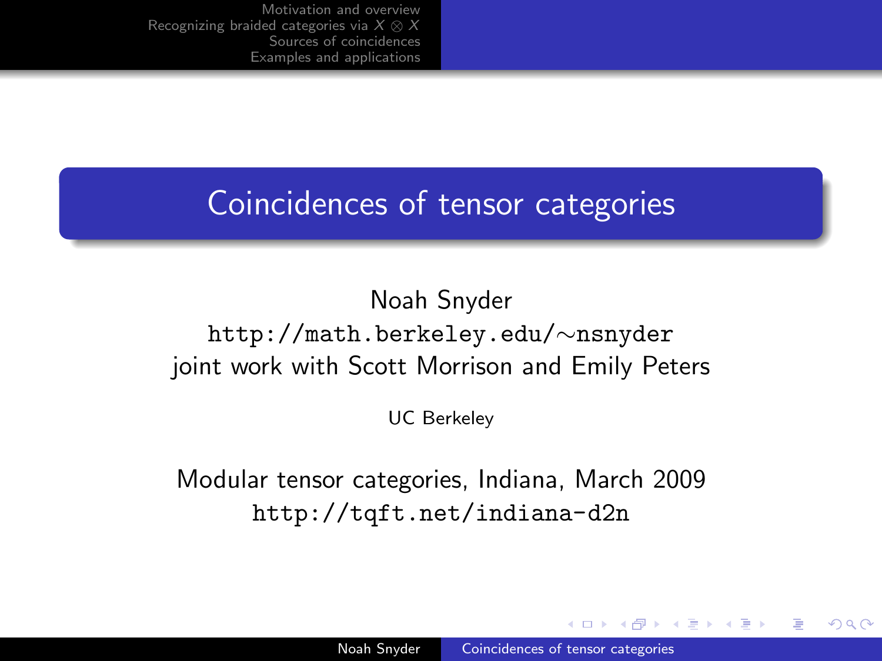# Coincidences of tensor categories

Noah Snyder

http://math.berkeley.edu/∼nsnyder

joint work with Scott Morrison and Emily Peters

UC Berkeley

Modular tensor categories, Indiana, March 2009

http://tqft.net/indiana-d2n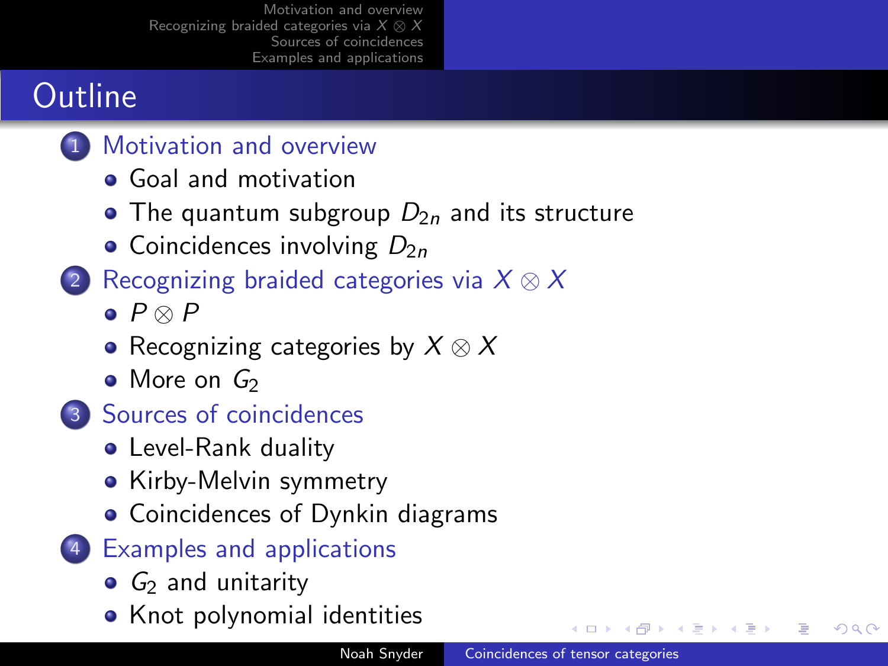# Outline

1. Motivation and overview
   - Goal and motivation
   - The quantum subgroup $D_{2n}$ and its structure
   - Coincidences involving $D_{2n}$
2. Recognizing braided categories via $X \otimes X$
   - $P \otimes P$
   - Recognizing categories by $X \otimes X$
   - More on $G_2$
3. Sources of coincidences
   - Level-Rank duality
   - Kirby-Melvin symmetry
   - Coincidences of Dynkin diagrams
4. Examples and applications
   - $G_2$ and unitarity
   - Knot polynomial identities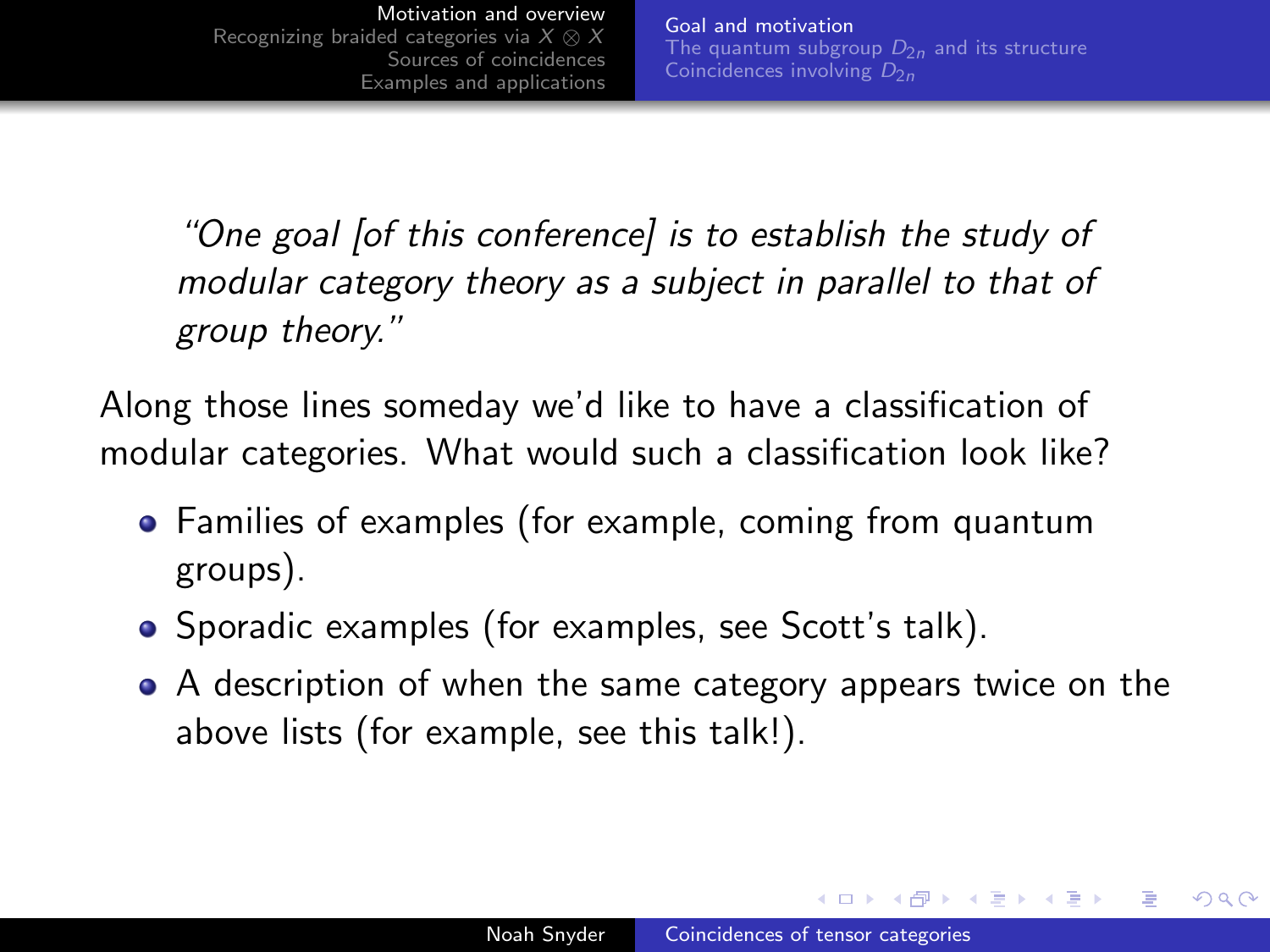*"One goal [of this conference] is to establish the study of modular category theory as a subject in parallel to that of group theory."*

Along those lines someday we'd like to have a classification of modular categories. What would such a classification look like?

- Families of examples (for example, coming from quantum groups).
- Sporadic examples (for examples, see Scott's talk).
- A description of when the same category appears twice on the above lists (for example, see this talk!).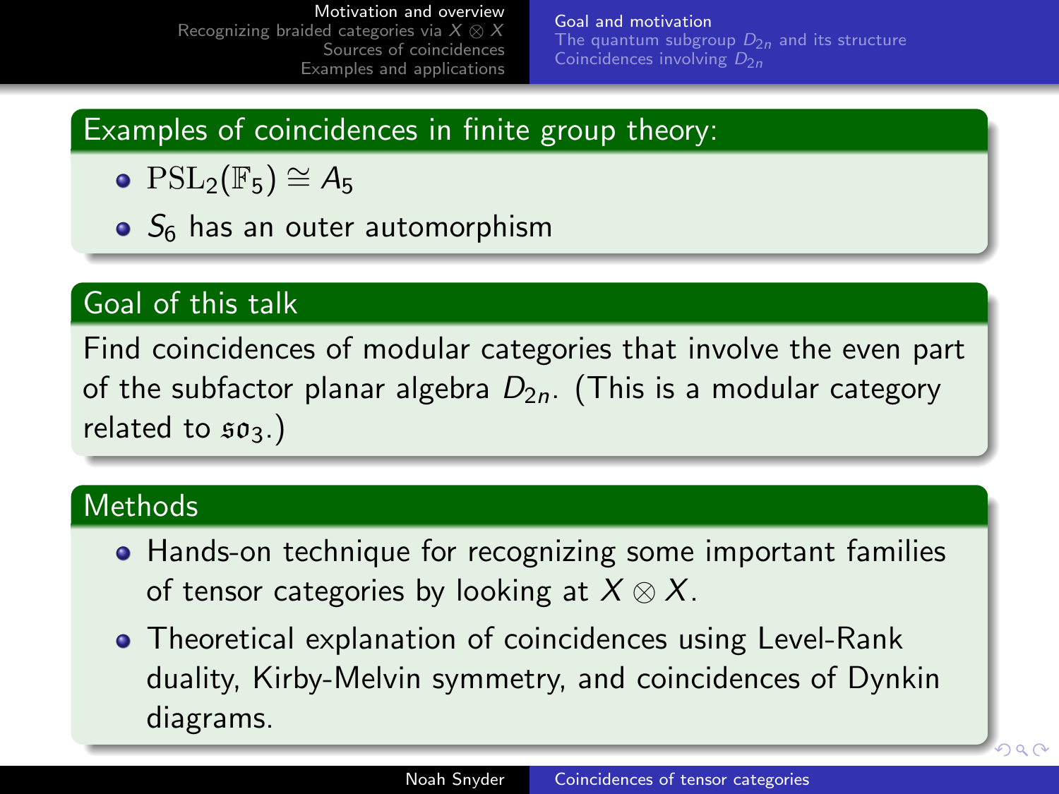## Examples of coincidences in finite group theory:

- $\mathrm{PSL}_2(\mathbb{F}_5) \cong A_5$
- $S_6$ has an outer automorphism

## Goal of this talk

Find coincidences of modular categories that involve the even part of the subfactor planar algebra $D_{2n}$. (This is a modular category related to $\mathfrak{so}_3$.)

## Methods

- Hands-on technique for recognizing some important families of tensor categories by looking at $X \otimes X$.
- Theoretical explanation of coincidences using Level-Rank duality, Kirby-Melvin symmetry, and coincidences of Dynkin diagrams.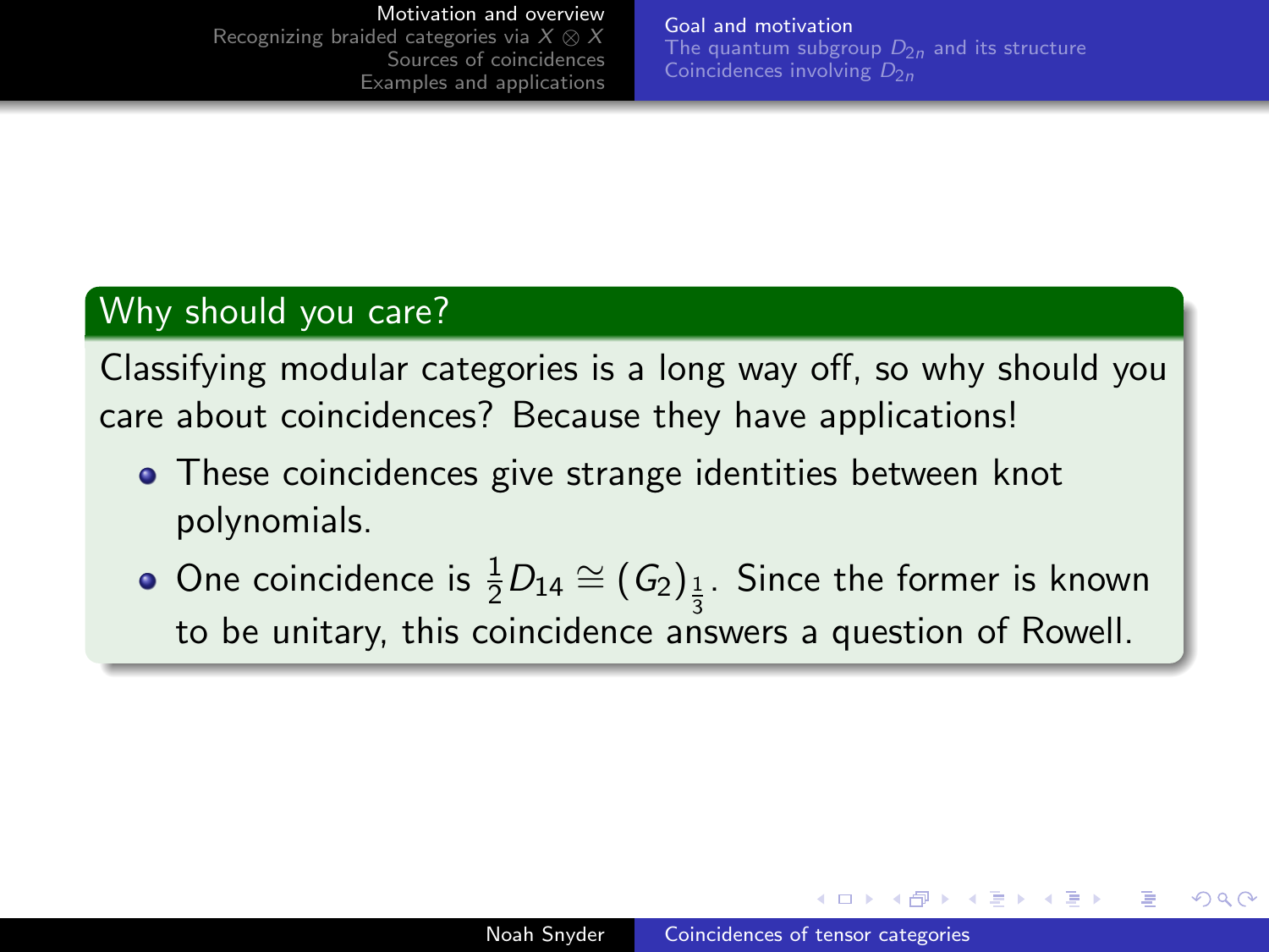## Why should you care?

Classifying modular categories is a long way off, so why should you care about coincidences? Because they have applications!

- These coincidences give strange identities between knot polynomials.
- One coincidence is $\frac{1}{2}D_{14} \cong (G_2)_{\frac{1}{3}}$. Since the former is known to be unitary, this coincidence answers a question of Rowell.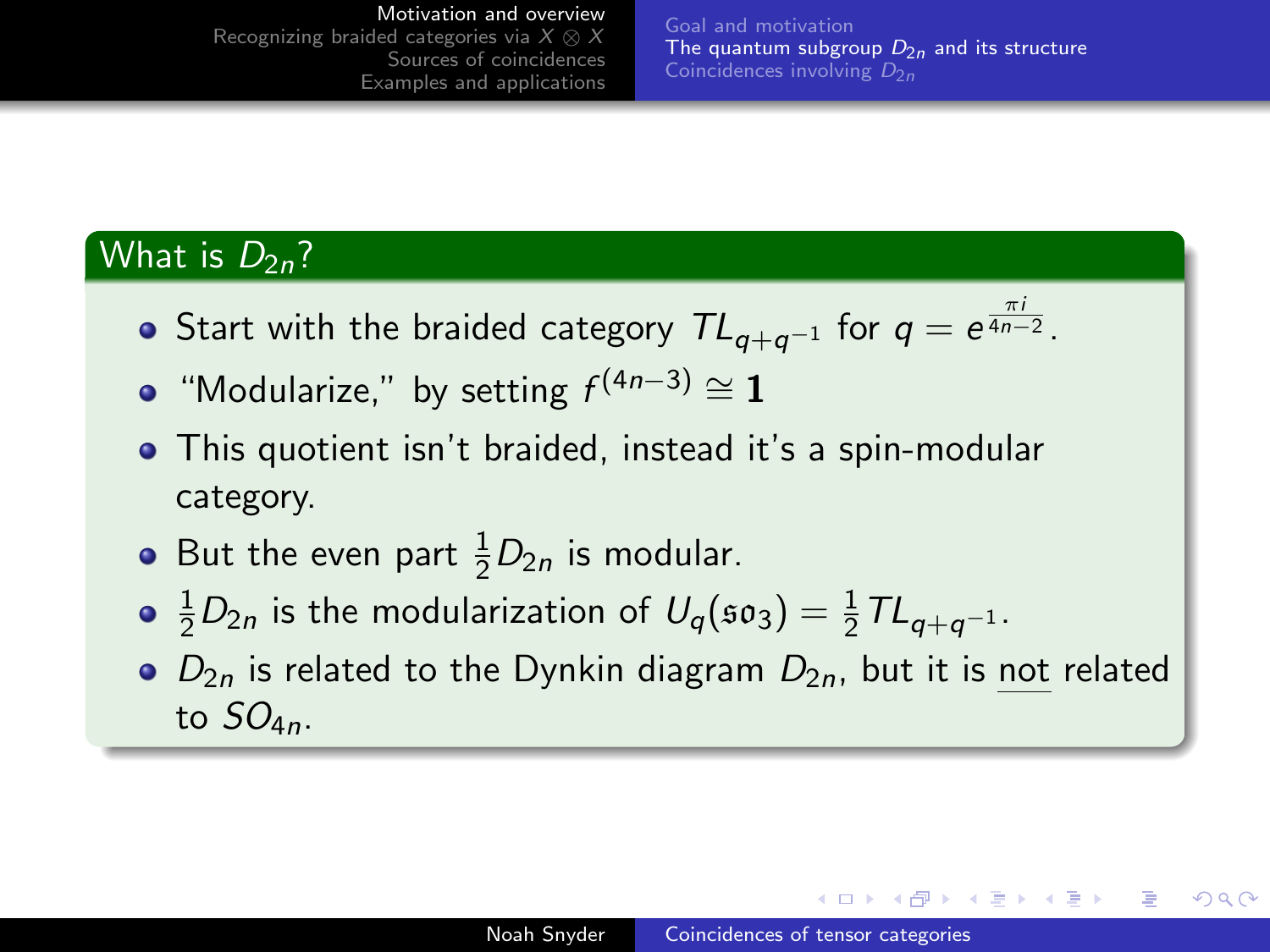## What is $D_{2n}$?

- Start with the braided category $TL_{q+q^{-1}}$ for $q = e^{\frac{\pi i}{4n-2}}$.
- "Modularize," by setting $f^{(4n-3)} \cong \mathbf{1}$
- This quotient isn't braided, instead it's a spin-modular category.
- But the even part $\frac{1}{2}D_{2n}$ is modular.
- $\frac{1}{2}D_{2n}$ is the modularization of $U_q(\mathfrak{so}_3) = \frac{1}{2}TL_{q+q^{-1}}$.
- $D_{2n}$ is related to the Dynkin diagram $D_{2n}$, but it is not related to $SO_{4n}$.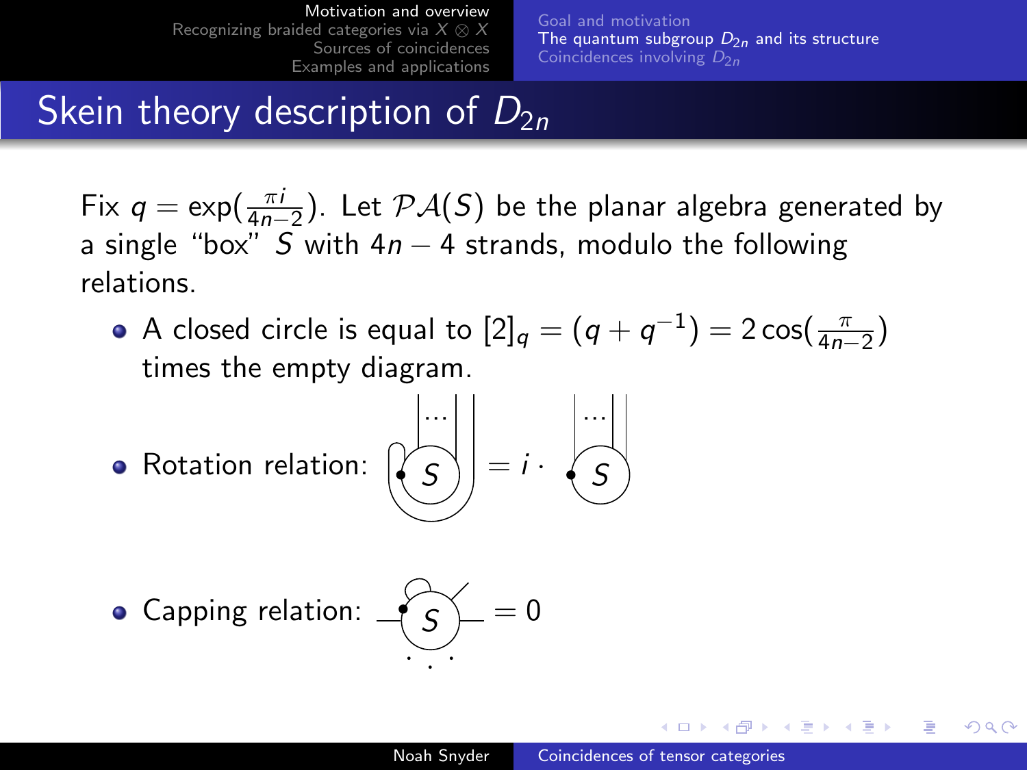# Skein theory description of $D_{2n}$

Fix $q = \exp(\frac{\pi i}{4n-2})$. Let $\mathcal{PA}(S)$ be the planar algebra generated by a single "box" $S$ with $4n-4$ strands, modulo the following relations.

- A closed circle is equal to $[2]_q = (q + q^{-1}) = 2\cos(\frac{\pi}{4n-2})$ times the empty diagram.
- Rotation relation: $= i \cdot$
- Capping relation: $= 0$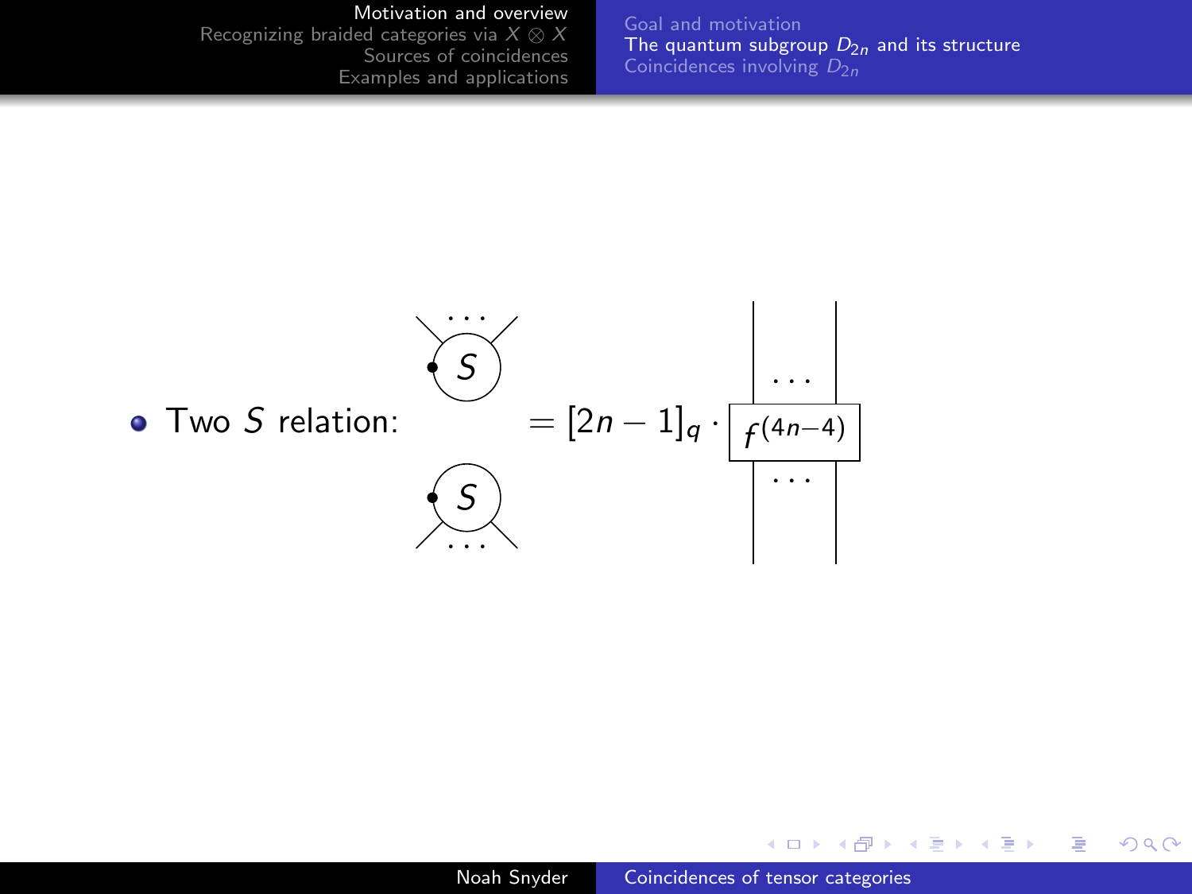- Two $S$ relation: (diagram: two $S$ boxes stacked) $= [2n-1]_q \cdot f^{(4n-4)}$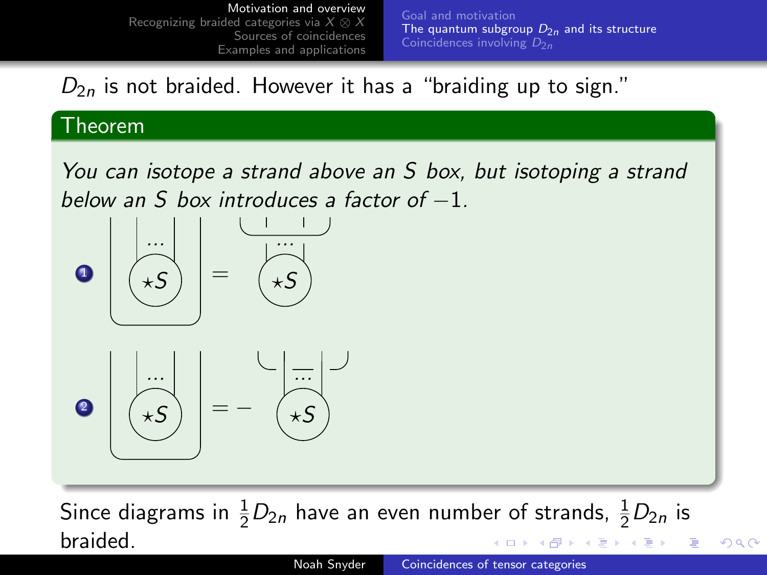$D_{2n}$ is not braided. However it has a "braiding up to sign."

**Theorem**

*You can isotope a strand above an $S$ box, but isotoping a strand below an $S$ box introduces a factor of $-1$.*

1. $\star S$ $=$ $\star S$
2. $\star S$ $= -$ $\star S$

Since diagrams in $\frac{1}{2}D_{2n}$ have an even number of strands, $\frac{1}{2}D_{2n}$ is braided.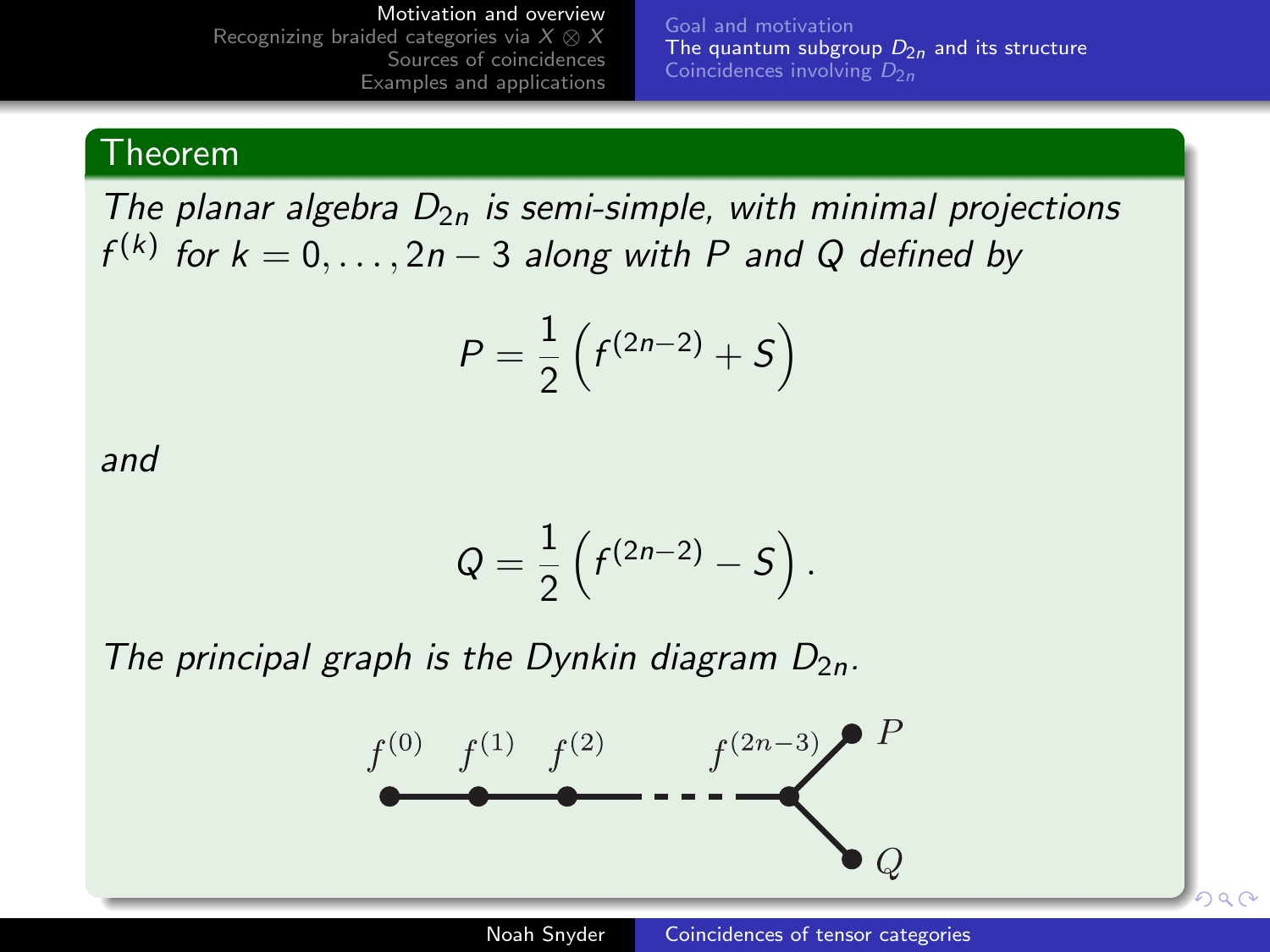## Theorem

*The planar algebra $D_{2n}$ is semi-simple, with minimal projections $f^{(k)}$ for $k = 0, \ldots, 2n-3$ along with $P$ and $Q$ defined by*

$$P = \frac{1}{2}\left(f^{(2n-2)} + S\right)$$

*and*

$$Q = \frac{1}{2}\left(f^{(2n-2)} - S\right).$$

*The principal graph is the Dynkin diagram $D_{2n}$.*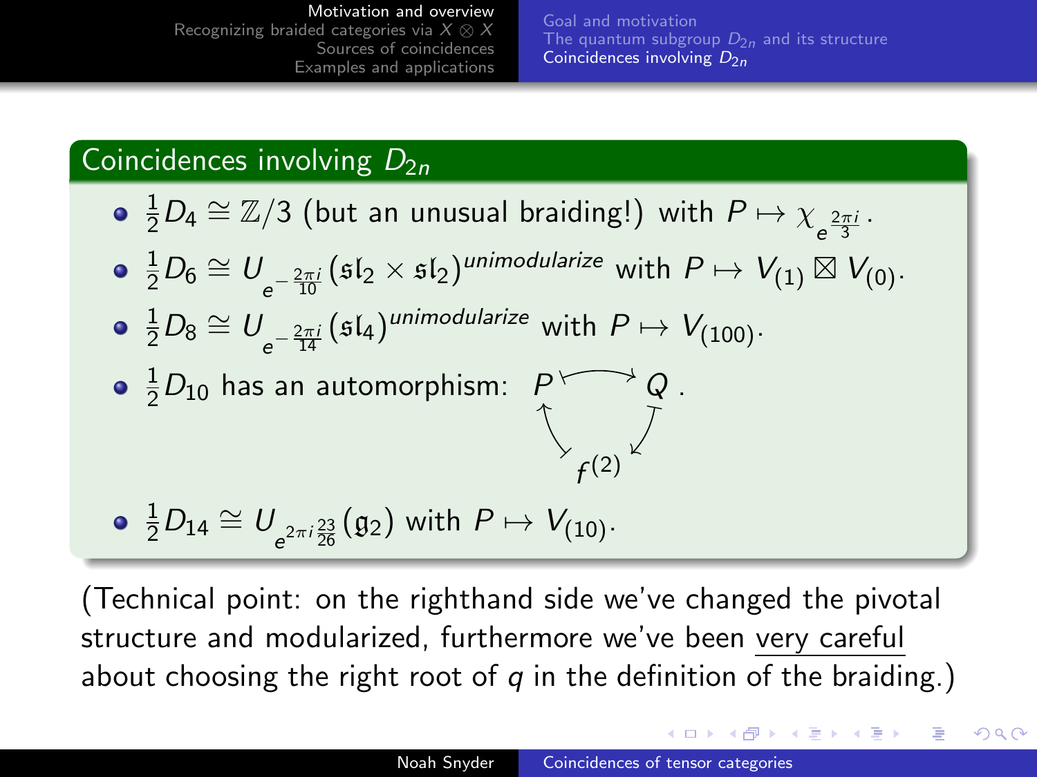## Coincidences involving $D_{2n}$

- $\frac{1}{2}D_4 \cong \mathbb{Z}/3$ (but an unusual braiding!) with $P \mapsto \chi_{e^{\frac{2\pi i}{3}}}$.
- $\frac{1}{2}D_6 \cong U_{e^{-\frac{2\pi i}{10}}}(\mathfrak{sl}_2 \times \mathfrak{sl}_2)^{unimodularize}$ with $P \mapsto V_{(1)} \boxtimes V_{(0)}$.
- $\frac{1}{2}D_8 \cong U_{e^{-\frac{2\pi i}{14}}}(\mathfrak{sl}_4)^{unimodularize}$ with $P \mapsto V_{(100)}$.
- $\frac{1}{2}D_{10}$ has an automorphism: $P \to Q \to f^{(2)} \to P$ (a 3-cycle).
- $\frac{1}{2}D_{14} \cong U_{e^{2\pi i \frac{23}{26}}}(\mathfrak{g}_2)$ with $P \mapsto V_{(10)}$.

(Technical point: on the righthand side we've changed the pivotal structure and modularized, furthermore we've been very careful about choosing the right root of $q$ in the definition of the braiding.)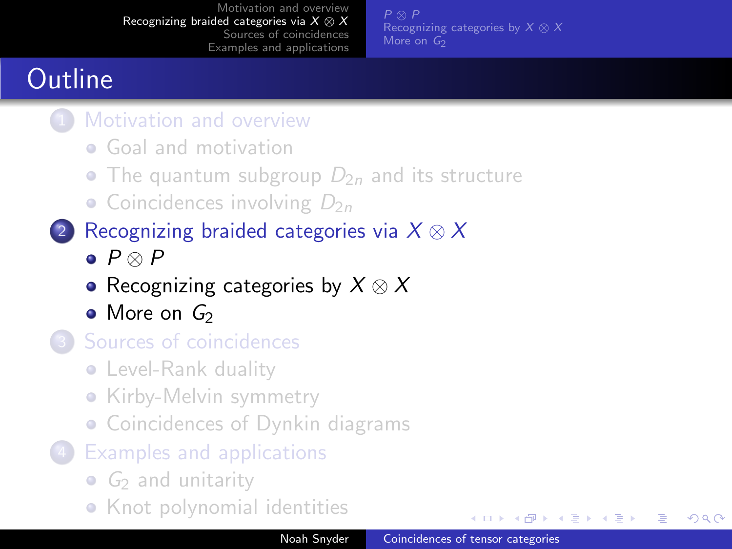# Outline

1. Motivation and overview
   - Goal and motivation
   - The quantum subgroup $D_{2n}$ and its structure
   - Coincidences involving $D_{2n}$
2. Recognizing braided categories via $X \otimes X$
   - $P \otimes P$
   - Recognizing categories by $X \otimes X$
   - More on $G_2$
3. Sources of coincidences
   - Level-Rank duality
   - Kirby-Melvin symmetry
   - Coincidences of Dynkin diagrams
4. Examples and applications
   - $G_2$ and unitarity
   - Knot polynomial identities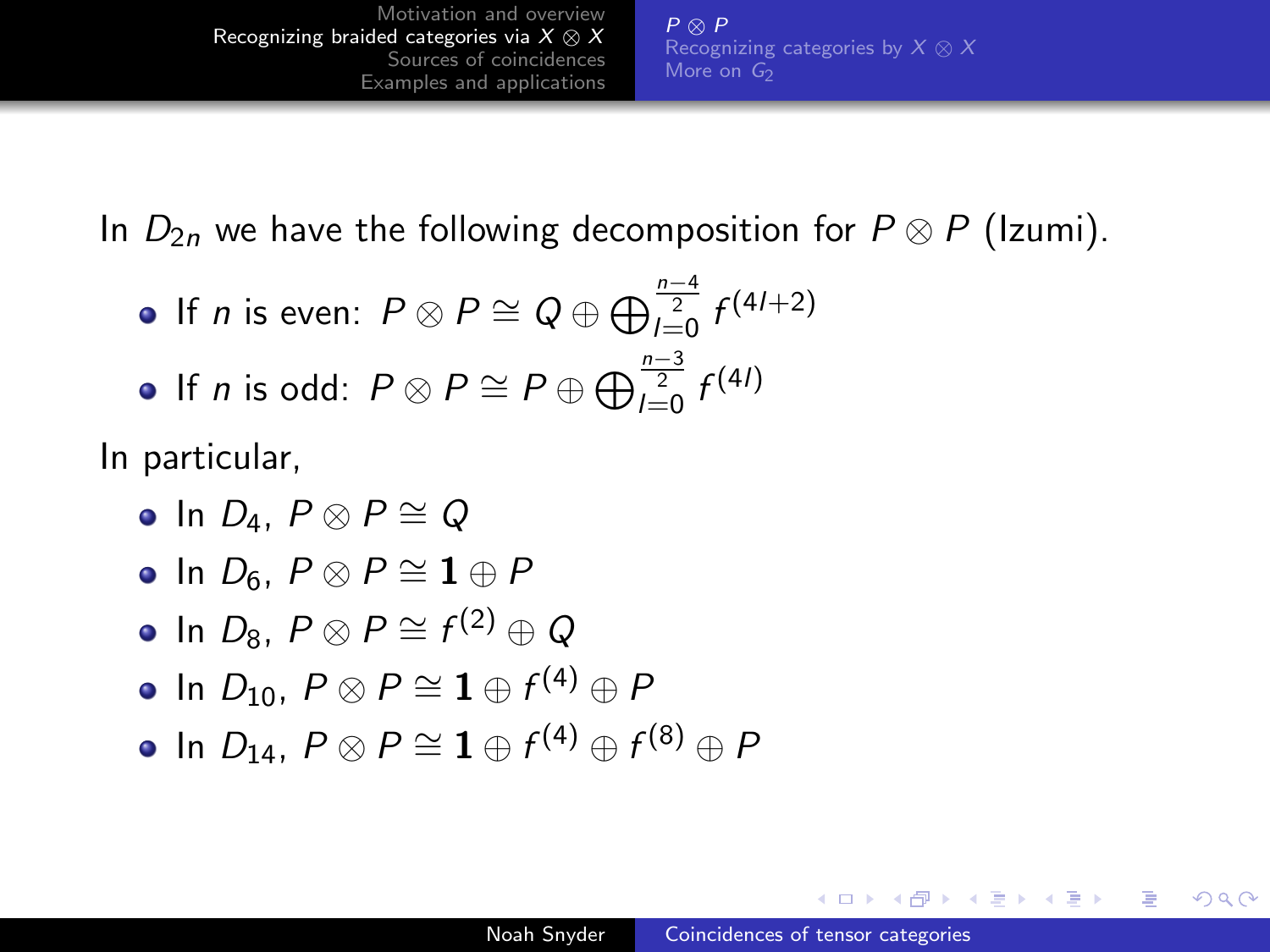In $D_{2n}$ we have the following decomposition for $P \otimes P$ (Izumi).

- If $n$ is even: $P \otimes P \cong Q \oplus \bigoplus_{l=0}^{\frac{n-4}{2}} f^{(4l+2)}$
- If $n$ is odd: $P \otimes P \cong P \oplus \bigoplus_{l=0}^{\frac{n-3}{2}} f^{(4l)}$

In particular,

- In $D_4$, $P \otimes P \cong Q$
- In $D_6$, $P \otimes P \cong \mathbf{1} \oplus P$
- In $D_8$, $P \otimes P \cong f^{(2)} \oplus Q$
- In $D_{10}$, $P \otimes P \cong \mathbf{1} \oplus f^{(4)} \oplus P$
- In $D_{14}$, $P \otimes P \cong \mathbf{1} \oplus f^{(4)} \oplus f^{(8)} \oplus P$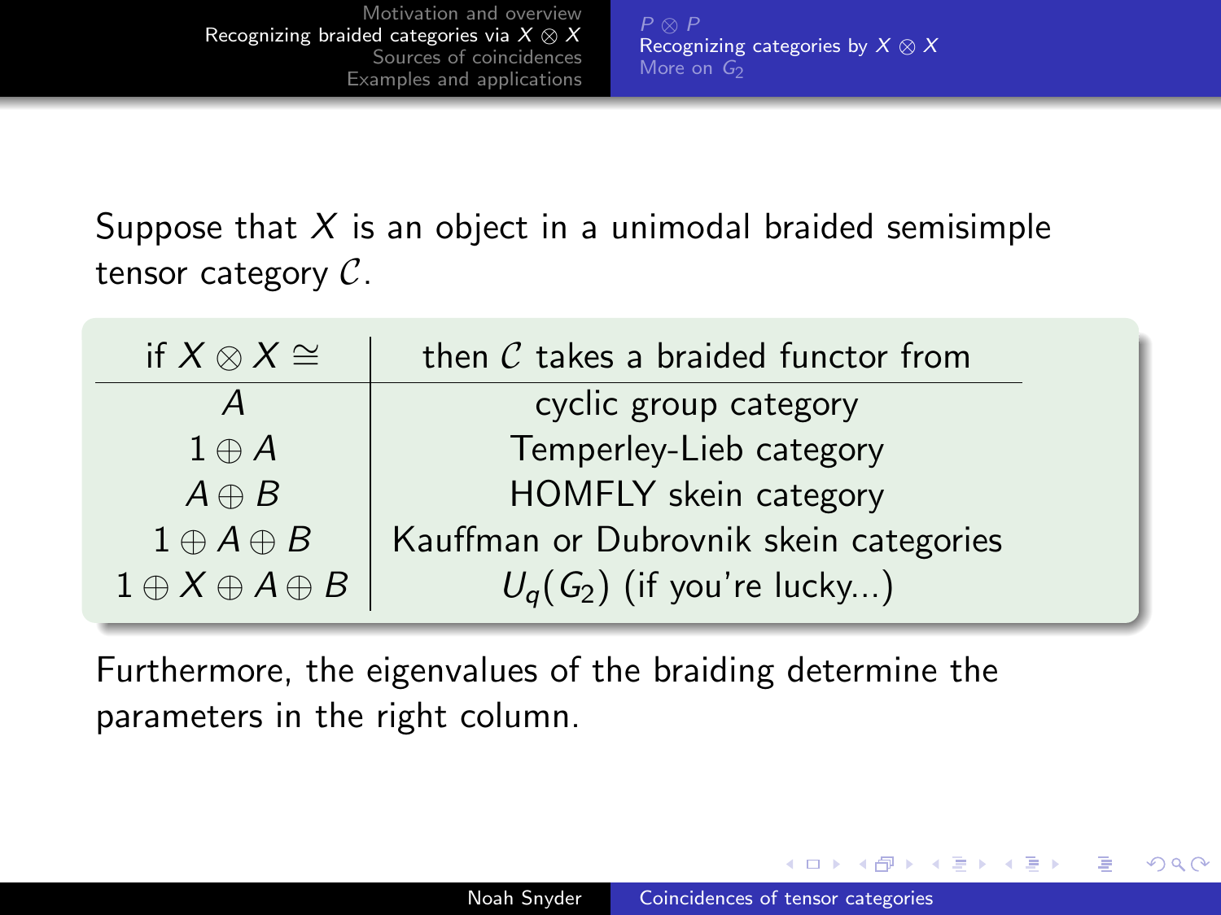Suppose that $X$ is an object in a unimodal braided semisimple tensor category $\mathcal{C}$.

| if $X \otimes X \cong$ | then $\mathcal{C}$ takes a braided functor from |
|---|---|
| $A$ | cyclic group category |
| $1 \oplus A$ | Temperley-Lieb category |
| $A \oplus B$ | HOMFLY skein category |
| $1 \oplus A \oplus B$ | Kauffman or Dubrovnik skein categories |
| $1 \oplus X \oplus A \oplus B$ | $U_q(G_2)$ (if you're lucky...) |

Furthermore, the eigenvalues of the braiding determine the parameters in the right column.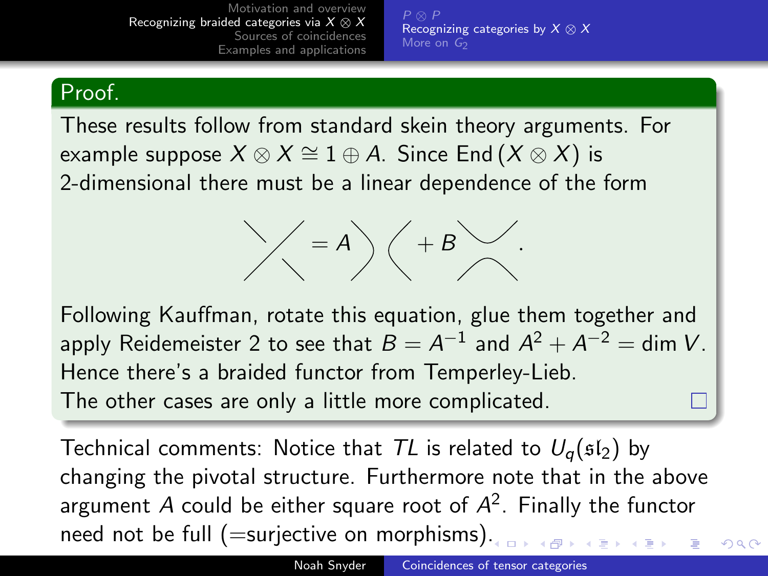**Proof.**

These results follow from standard skein theory arguments. For example suppose $X \otimes X \cong 1 \oplus A$. Since $\mathrm{End}(X \otimes X)$ is 2-dimensional there must be a linear dependence of the form

$$\text{(crossing)} = A \,\text{)(}\, + B \,\text{(cup-cap)}.$$

Following Kauffman, rotate this equation, glue them together and apply Reidemeister 2 to see that $B = A^{-1}$ and $A^2 + A^{-2} = \dim V$. Hence there's a braided functor from Temperley-Lieb.

The other cases are only a little more complicated. □

Technical comments: Notice that $TL$ is related to $U_q(\mathfrak{sl}_2)$ by changing the pivotal structure. Furthermore note that in the above argument $A$ could be either square root of $A^2$. Finally the functor need not be full (=surjective on morphisms).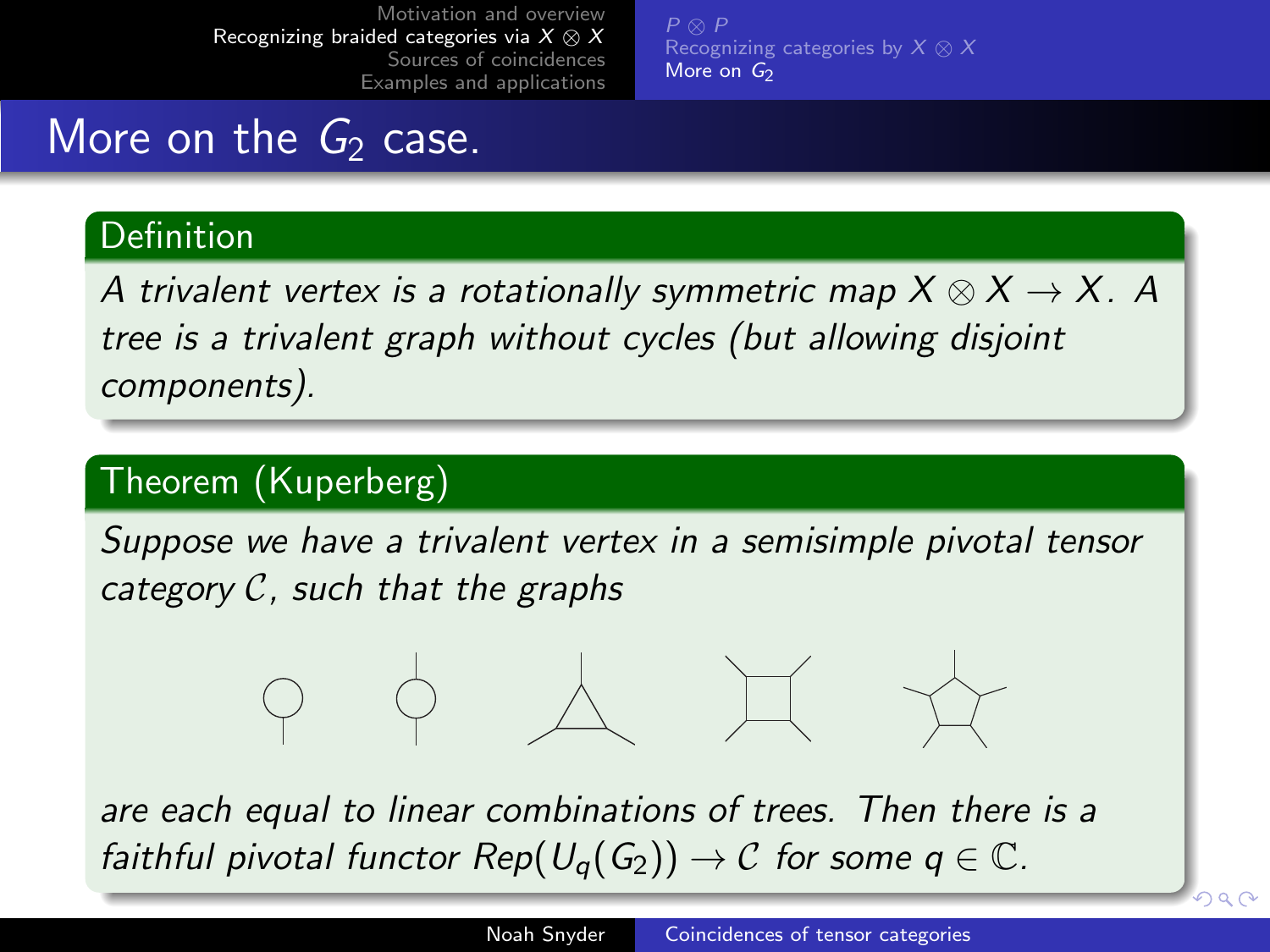# More on the $G_2$ case.

## Definition

*A trivalent vertex is a rotationally symmetric map $X \otimes X \to X$. A tree is a trivalent graph without cycles (but allowing disjoint components).*

## Theorem (Kuperberg)

*Suppose we have a trivalent vertex in a semisimple pivotal tensor category $\mathcal{C}$, such that the graphs*

*are each equal to linear combinations of trees. Then there is a faithful pivotal functor $Rep(U_q(G_2)) \to \mathcal{C}$ for some $q \in \mathbb{C}$.*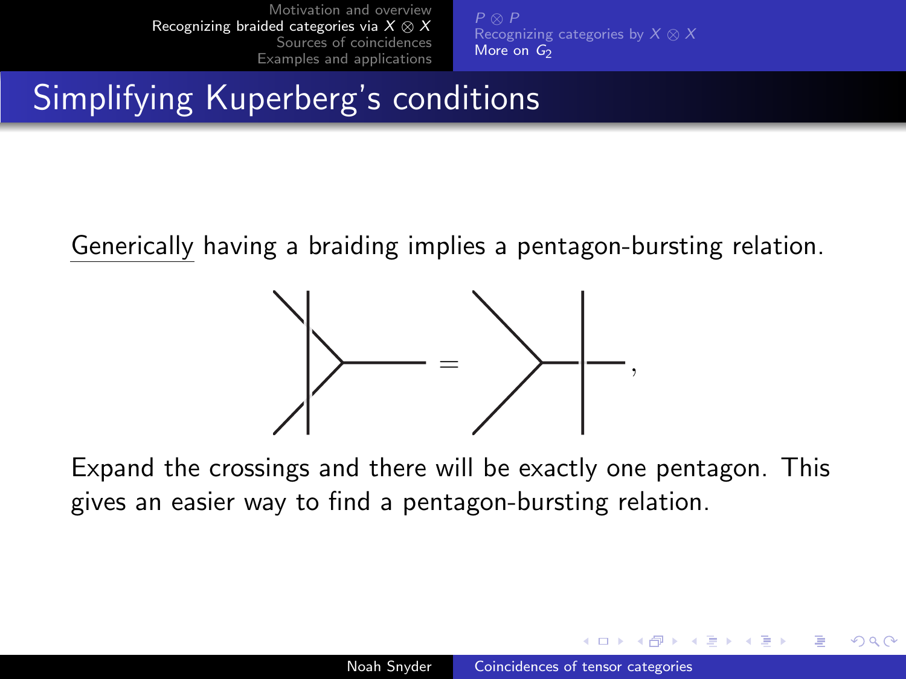# Simplifying Kuperberg's conditions

Generically having a braiding implies a pentagon-bursting relation.

Expand the crossings and there will be exactly one pentagon. This gives an easier way to find a pentagon-bursting relation.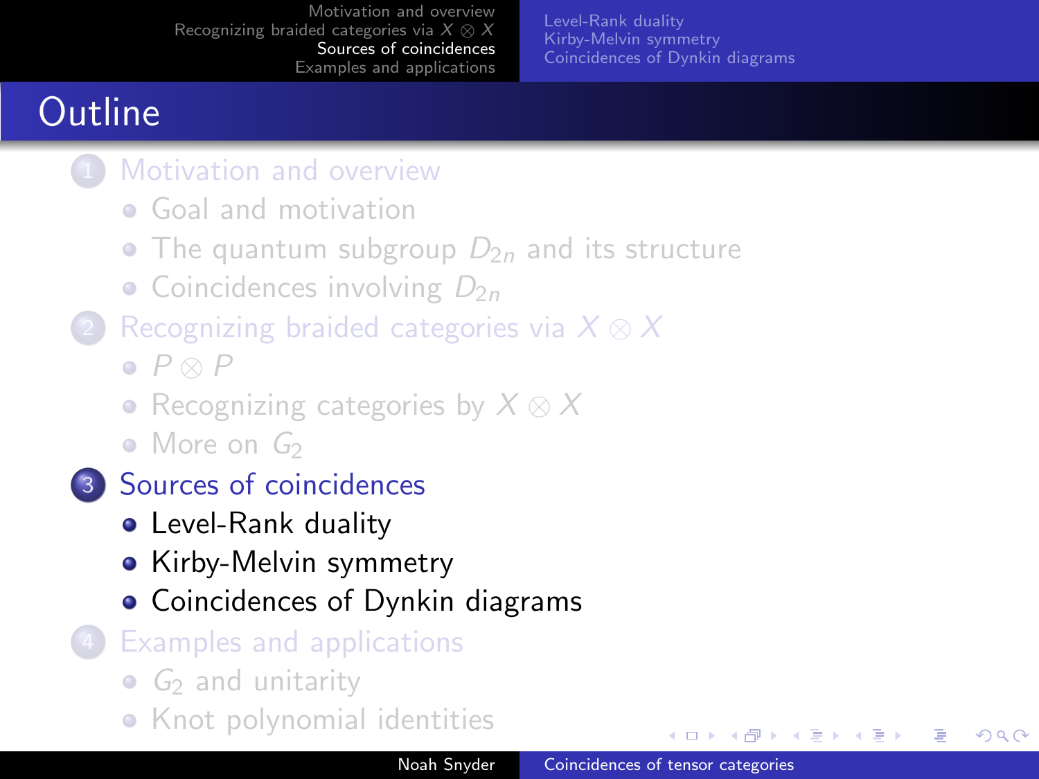# Outline

1. Motivation and overview
   - Goal and motivation
   - The quantum subgroup $D_{2n}$ and its structure
   - Coincidences involving $D_{2n}$
2. Recognizing braided categories via $X \otimes X$
   - $P \otimes P$
   - Recognizing categories by $X \otimes X$
   - More on $G_2$
3. Sources of coincidences
   - Level-Rank duality
   - Kirby-Melvin symmetry
   - Coincidences of Dynkin diagrams
4. Examples and applications
   - $G_2$ and unitarity
   - Knot polynomial identities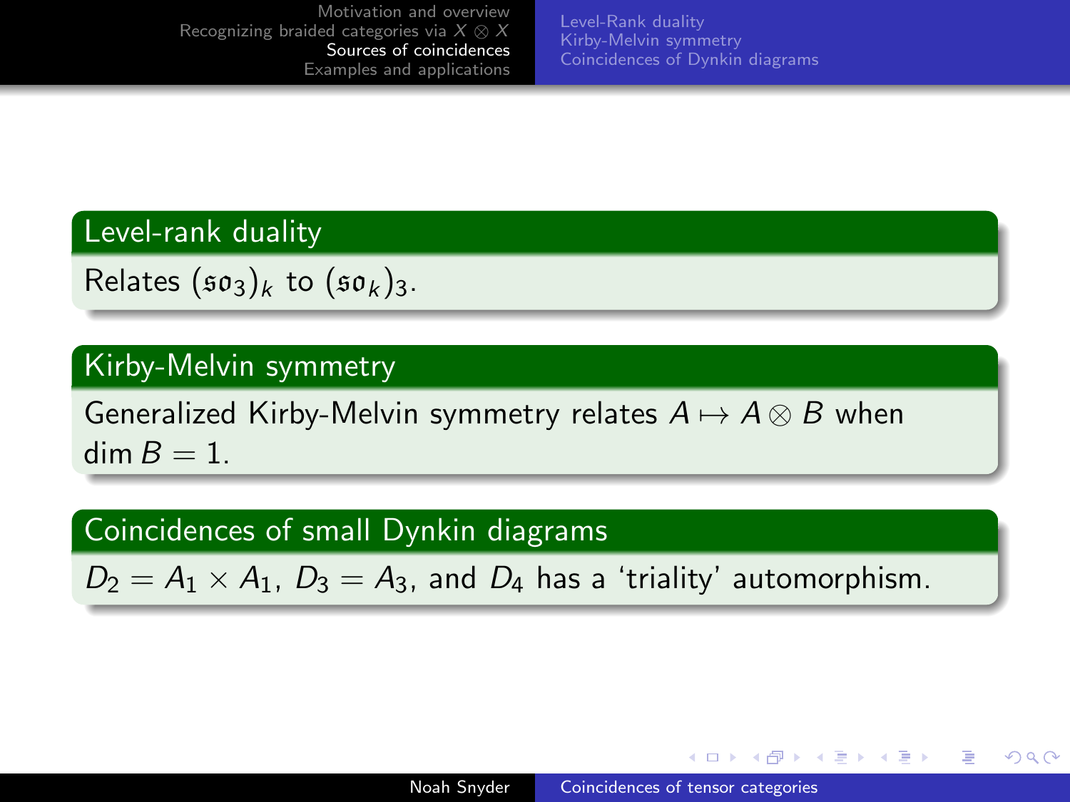### Level-rank duality

Relates $(\mathfrak{so}_3)_k$ to $(\mathfrak{so}_k)_3$.

### Kirby-Melvin symmetry

Generalized Kirby-Melvin symmetry relates $A \mapsto A \otimes B$ when $\dim B = 1$.

### Coincidences of small Dynkin diagrams

$D_2 = A_1 \times A_1$, $D_3 = A_3$, and $D_4$ has a ‘triality’ automorphism.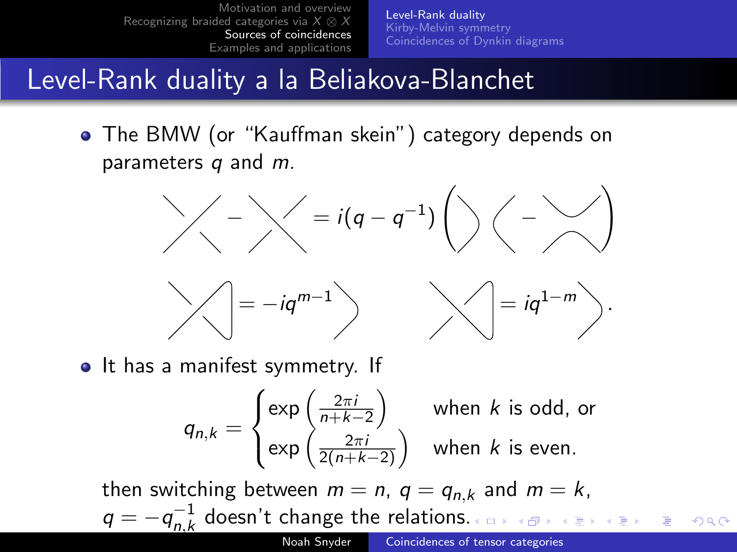# Level-Rank duality a la Beliakova-Blanchet

- The BMW (or "Kauffman skein") category depends on parameters $q$ and $m$.

$$\text{(crossing)} - \text{(crossing)} = i(q - q^{-1}) \left( \text{)(} - \text{(cup-cap)} \right)$$

$$\text{(twist)} = -iq^{m-1} \; \text{)} \qquad \text{(twist)} = iq^{1-m} \; \text{)}.$$

- It has a manifest symmetry. If

$$q_{n,k} = \begin{cases} \exp\left(\frac{2\pi i}{n+k-2}\right) & \text{when } k \text{ is odd, or} \\ \exp\left(\frac{2\pi i}{2(n+k-2)}\right) & \text{when } k \text{ is even.} \end{cases}$$

then switching between $m = n$, $q = q_{n,k}$ and $m = k$, $q = -q_{n,k}^{-1}$ doesn't change the relations.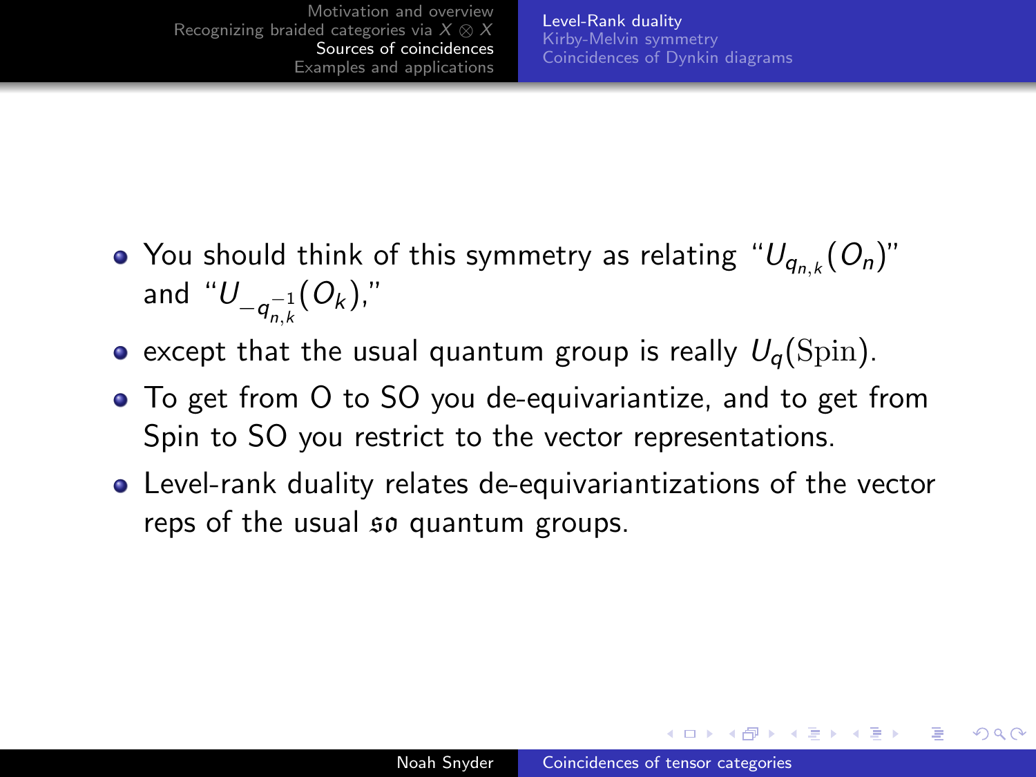- You should think of this symmetry as relating "$U_{q_{n,k}}(O_n)$" and "$U_{-q_{n,k}^{-1}}(O_k)$,"
- except that the usual quantum group is really $U_q(\mathrm{Spin})$.
- To get from O to SO you de-equivariantize, and to get from Spin to SO you restrict to the vector representations.
- Level-rank duality relates de-equivariantizations of the vector reps of the usual $\mathfrak{so}$ quantum groups.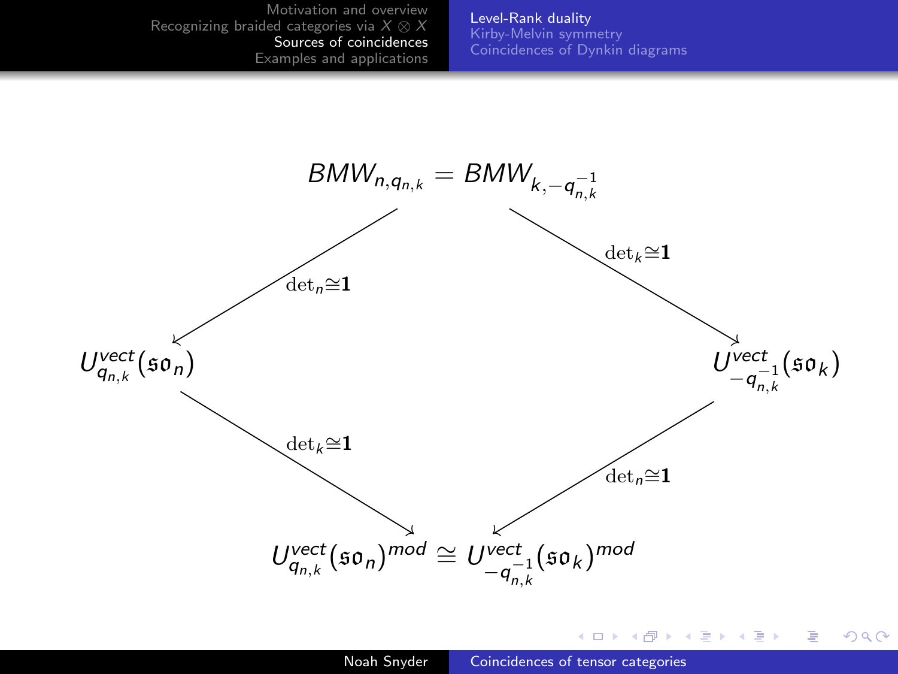$$BMW_{n,q_{n,k}} = BMW_{k,-q_{n,k}^{-1}}$$

$\det_n \cong \mathbf{1}$ (left arrow), $\det_k \cong \mathbf{1}$ (right arrow)

$$U^{vect}_{q_{n,k}}(\mathfrak{so}_n) \qquad\qquad U^{vect}_{-q_{n,k}^{-1}}(\mathfrak{so}_k)$$

$\det_k \cong \mathbf{1}$ (left arrow), $\det_n \cong \mathbf{1}$ (right arrow)

$$U^{vect}_{q_{n,k}}(\mathfrak{so}_n)^{mod} \cong U^{vect}_{-q_{n,k}^{-1}}(\mathfrak{so}_k)^{mod}$$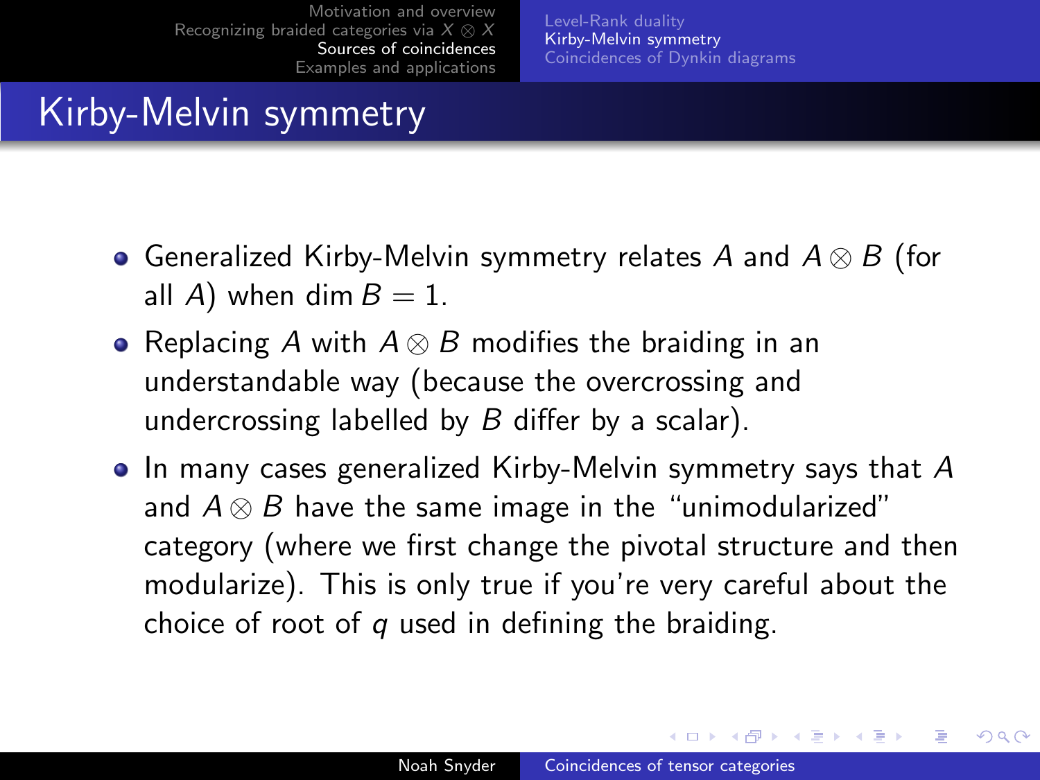# Kirby-Melvin symmetry

- Generalized Kirby-Melvin symmetry relates $A$ and $A \otimes B$ (for all $A$) when $\dim B = 1$.
- Replacing $A$ with $A \otimes B$ modifies the braiding in an understandable way (because the overcrossing and undercrossing labelled by $B$ differ by a scalar).
- In many cases generalized Kirby-Melvin symmetry says that $A$ and $A \otimes B$ have the same image in the "unimodularized" category (where we first change the pivotal structure and then modularize). This is only true if you're very careful about the choice of root of $q$ used in defining the braiding.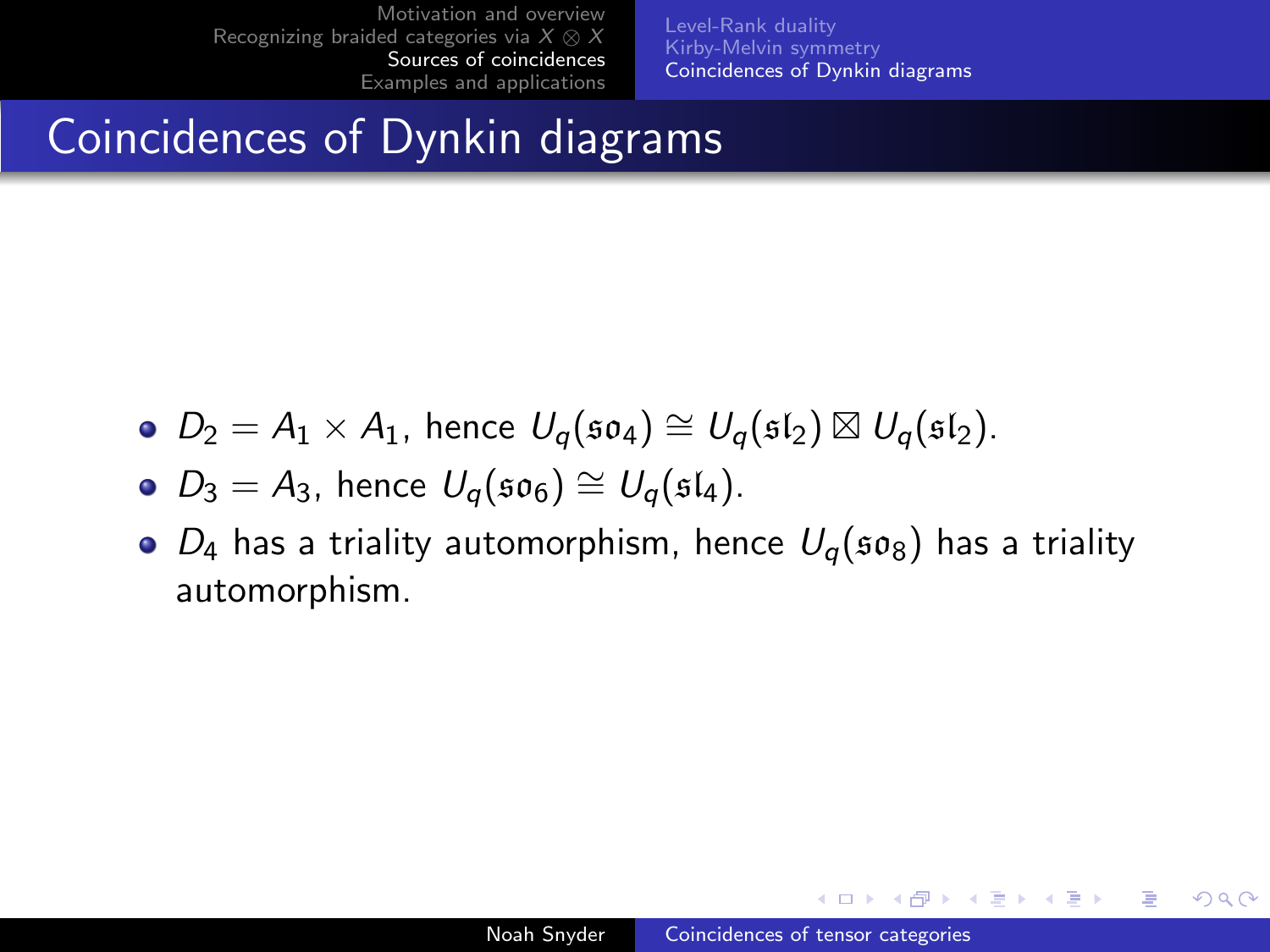# Coincidences of Dynkin diagrams

- $D_2 = A_1 \times A_1$, hence $U_q(\mathfrak{so}_4) \cong U_q(\mathfrak{sl}_2) \boxtimes U_q(\mathfrak{sl}_2)$.
- $D_3 = A_3$, hence $U_q(\mathfrak{so}_6) \cong U_q(\mathfrak{sl}_4)$.
- $D_4$ has a triality automorphism, hence $U_q(\mathfrak{so}_8)$ has a triality automorphism.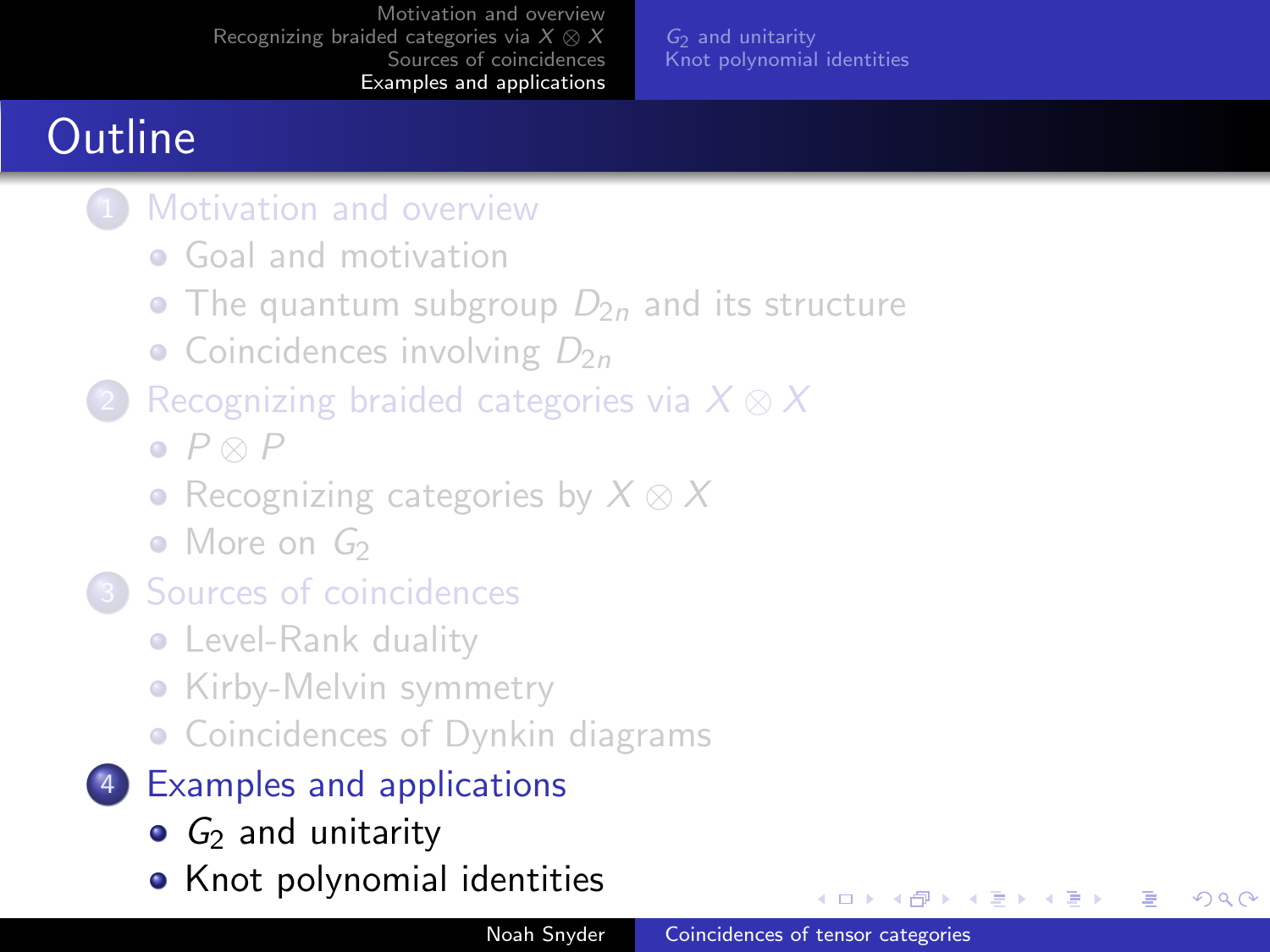# Outline

1. Motivation and overview
   - Goal and motivation
   - The quantum subgroup $D_{2n}$ and its structure
   - Coincidences involving $D_{2n}$
2. Recognizing braided categories via $X \otimes X$
   - $P \otimes P$
   - Recognizing categories by $X \otimes X$
   - More on $G_2$
3. Sources of coincidences
   - Level-Rank duality
   - Kirby-Melvin symmetry
   - Coincidences of Dynkin diagrams
4. Examples and applications
   - $G_2$ and unitarity
   - Knot polynomial identities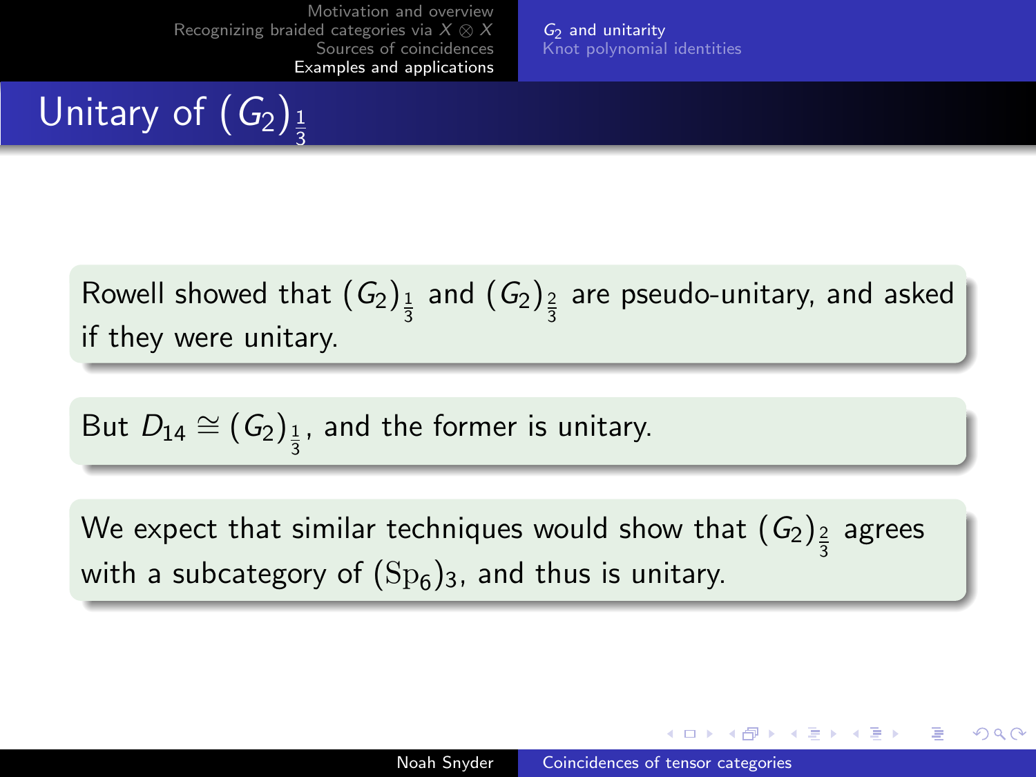# Unitary of $(G_2)_{\frac{1}{3}}$

Rowell showed that $(G_2)_{\frac{1}{3}}$ and $(G_2)_{\frac{2}{3}}$ are pseudo-unitary, and asked if they were unitary.

But $D_{14} \cong (G_2)_{\frac{1}{3}}$, and the former is unitary.

We expect that similar techniques would show that $(G_2)_{\frac{2}{3}}$ agrees with a subcategory of $(\mathrm{Sp}_6)_3$, and thus is unitary.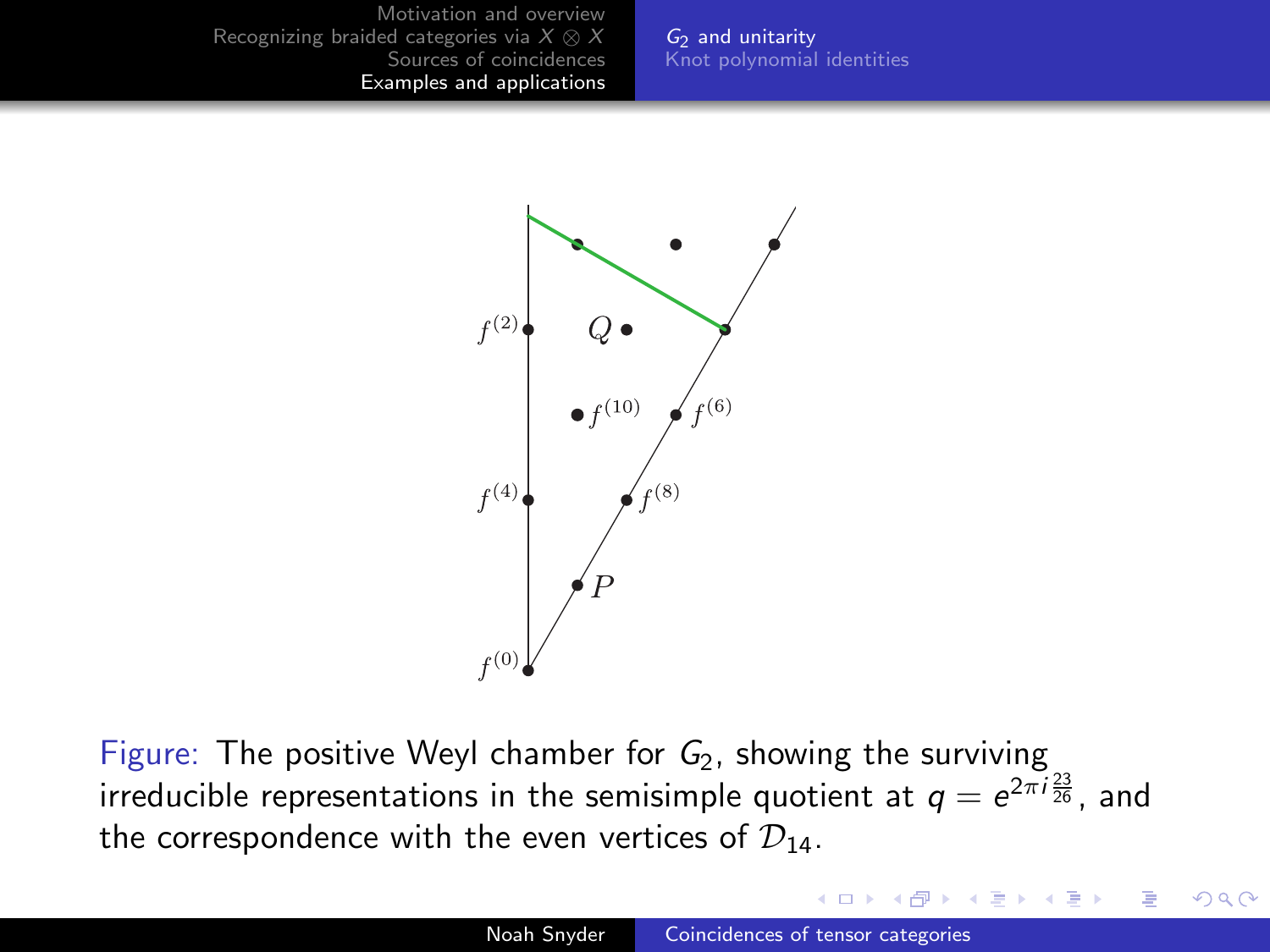Figure: The positive Weyl chamber for $G_2$, showing the surviving irreducible representations in the semisimple quotient at $q = e^{2\pi i \frac{23}{26}}$, and the correspondence with the even vertices of $\mathcal{D}_{14}$.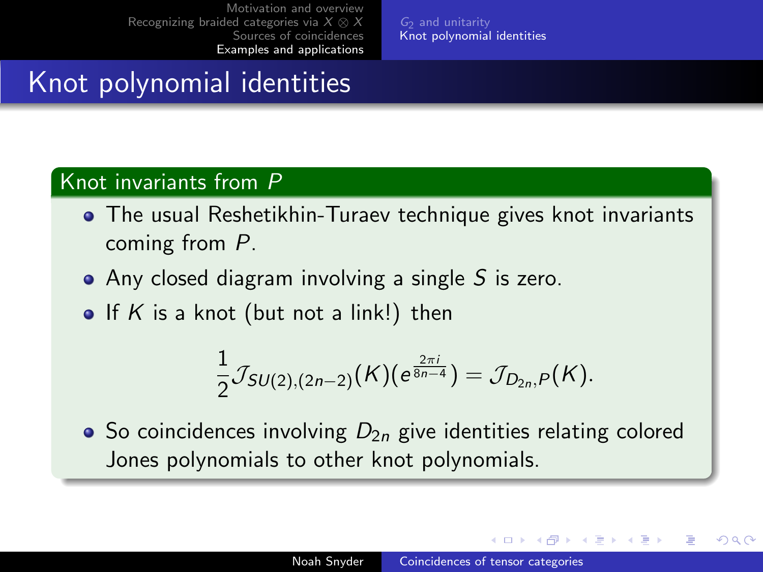# Knot polynomial identities

### Knot invariants from $P$

- The usual Reshetikhin-Turaev technique gives knot invariants coming from $P$.
- Any closed diagram involving a single $S$ is zero.
- If $K$ is a knot (but not a link!) then

$$\frac{1}{2}\mathcal{J}_{SU(2),(2n-2)}(K)(e^{\frac{2\pi i}{8n-4}}) = \mathcal{J}_{D_{2n},P}(K).$$

- So coincidences involving $D_{2n}$ give identities relating colored Jones polynomials to other knot polynomials.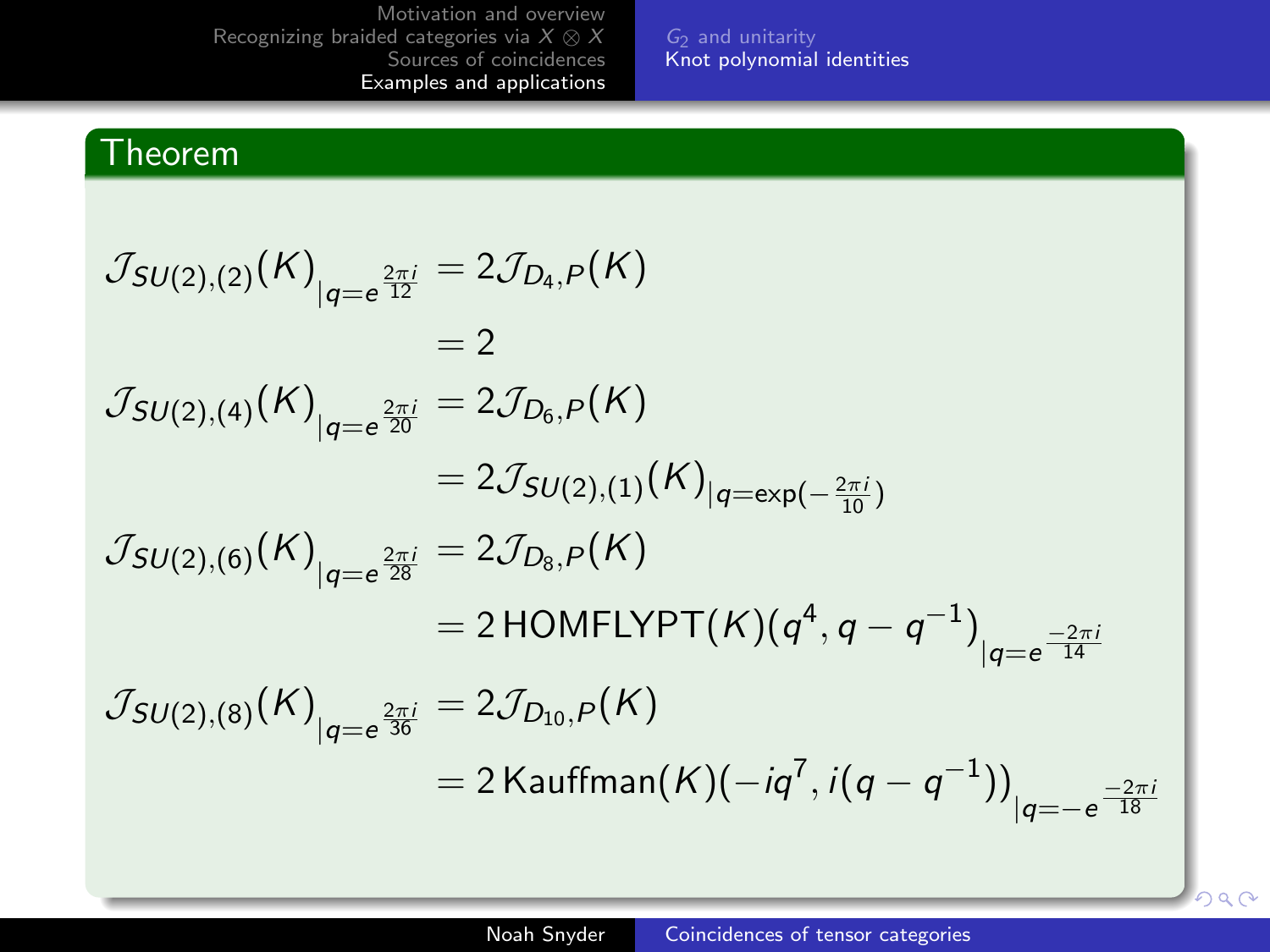## Theorem

$$
\begin{aligned}
\mathcal{J}_{SU(2),(2)}(K)_{|q=e^{\frac{2\pi i}{12}}} &= 2\mathcal{J}_{D_4,P}(K) \\
&= 2 \\
\mathcal{J}_{SU(2),(4)}(K)_{|q=e^{\frac{2\pi i}{20}}} &= 2\mathcal{J}_{D_6,P}(K) \\
&= 2\mathcal{J}_{SU(2),(1)}(K)_{|q=\exp(-\frac{2\pi i}{10})} \\
\mathcal{J}_{SU(2),(6)}(K)_{|q=e^{\frac{2\pi i}{28}}} &= 2\mathcal{J}_{D_8,P}(K) \\
&= 2\,\mathrm{HOMFLYPT}(K)(q^4, q-q^{-1})_{|q=e^{\frac{-2\pi i}{14}}} \\
\mathcal{J}_{SU(2),(8)}(K)_{|q=e^{\frac{2\pi i}{36}}} &= 2\mathcal{J}_{D_{10},P}(K) \\
&= 2\,\mathrm{Kauffman}(K)(-iq^7, i(q-q^{-1}))_{|q=-e^{\frac{-2\pi i}{18}}}
\end{aligned}
$$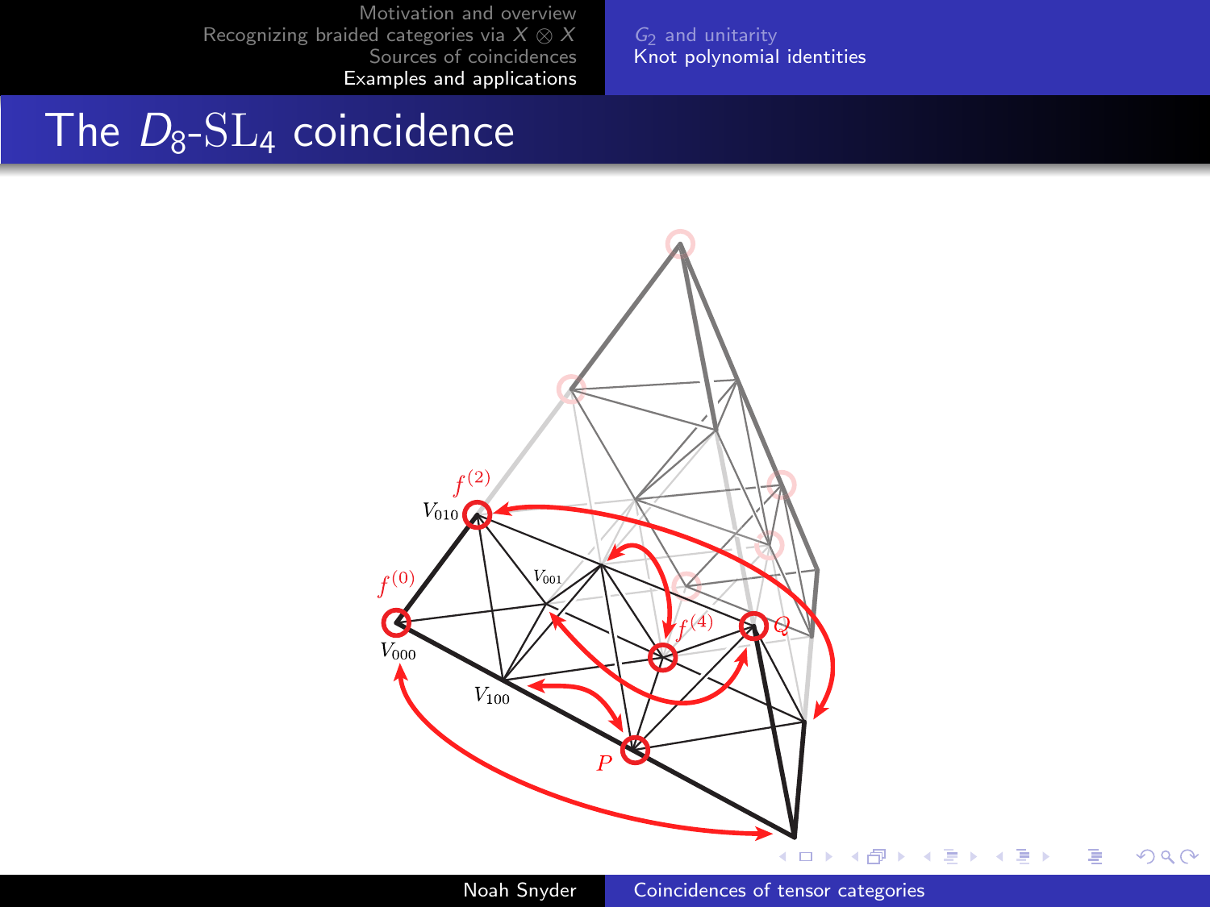# The $D_8$-$\mathrm{SL}_4$ coincidence

$f^{(2)}$

$V_{010}$

$f^{(0)}$

$V_{001}$

$f^{(4)}$

$Q$

$V_{000}$

$V_{100}$

$P$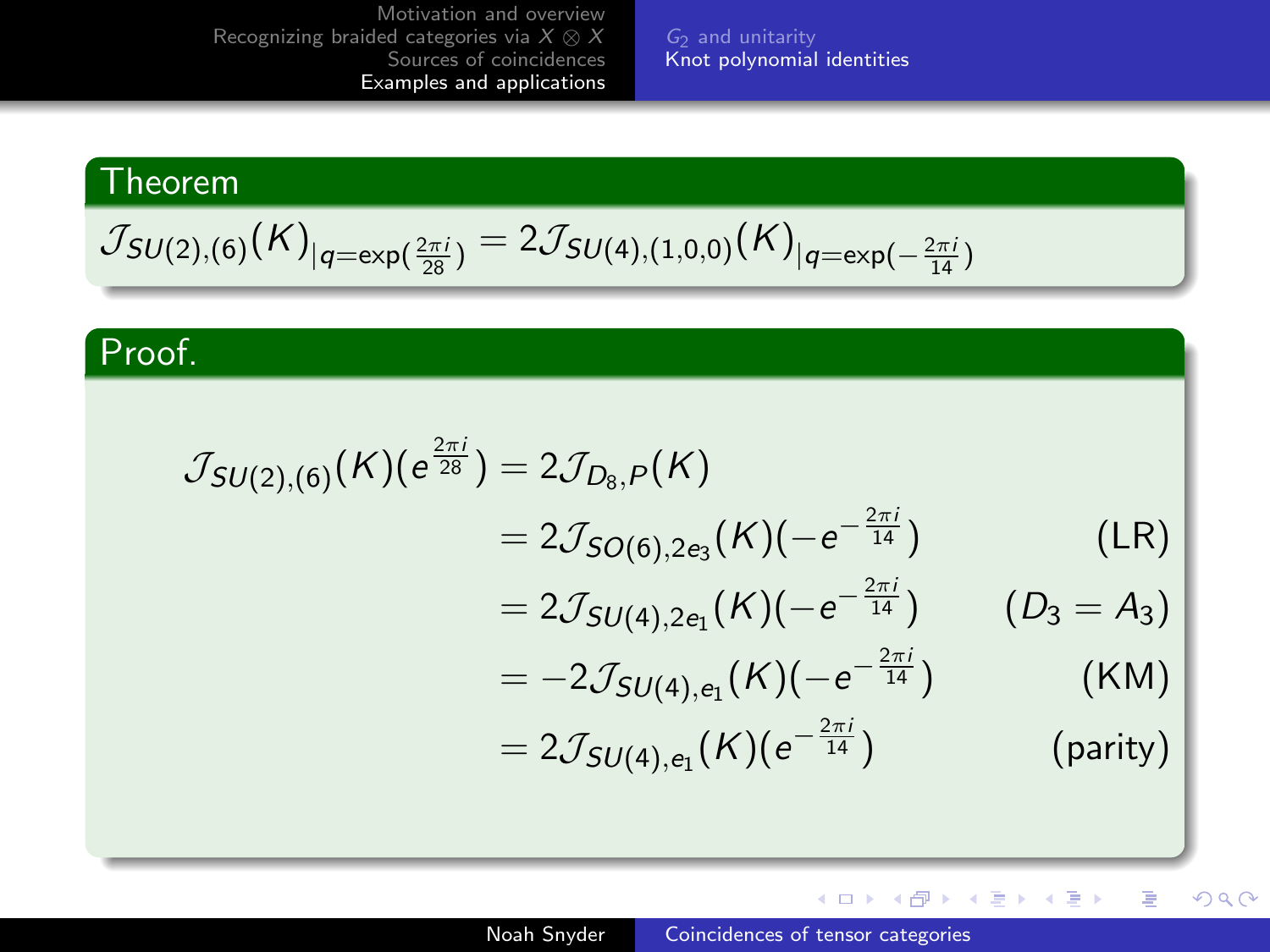**Theorem**

$$\mathcal{J}_{SU(2),(6)}(K)_{|q=\exp(\frac{2\pi i}{28})} = 2\mathcal{J}_{SU(4),(1,0,0)}(K)_{|q=\exp(-\frac{2\pi i}{14})}$$

**Proof.**

$$
\begin{aligned}
\mathcal{J}_{SU(2),(6)}(K)(e^{\frac{2\pi i}{28}}) &= 2\mathcal{J}_{D_8,P}(K) \\
&= 2\mathcal{J}_{SO(6),2e_3}(K)(-e^{-\frac{2\pi i}{14}}) && \text{(LR)} \\
&= 2\mathcal{J}_{SU(4),2e_1}(K)(-e^{-\frac{2\pi i}{14}}) && (D_3 = A_3) \\
&= -2\mathcal{J}_{SU(4),e_1}(K)(-e^{-\frac{2\pi i}{14}}) && \text{(KM)} \\
&= 2\mathcal{J}_{SU(4),e_1}(K)(e^{-\frac{2\pi i}{14}}) && \text{(parity)}
\end{aligned}
$$